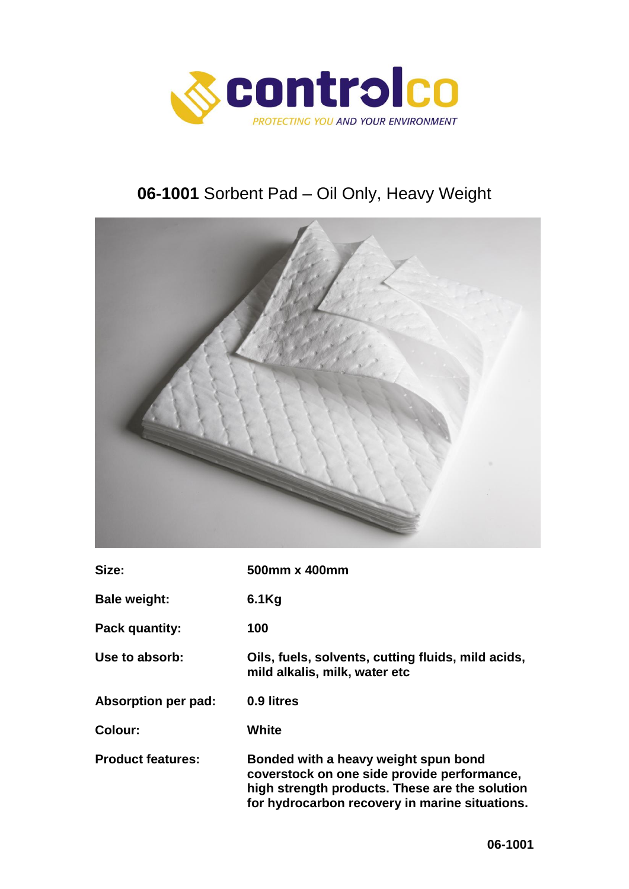# **06-1001** Sorbent Pad – Oil Only, Heavy Weight

| | |
|---|---|
| **Size:** | **500mm x 400mm** |
| **Bale weight:** | **6.1Kg** |
| **Pack quantity:** | **100** |
| **Use to absorb:** | **Oils, fuels, solvents, cutting fluids, mild acids, mild alkalis, milk, water etc** |
| **Absorption per pad:** | **0.9 litres** |
| **Colour:** | **White** |
| **Product features:** | **Bonded with a heavy weight spun bond coverstock on one side provide performance, high strength products. These are the solution for hydrocarbon recovery in marine situations.** |

**06-1001**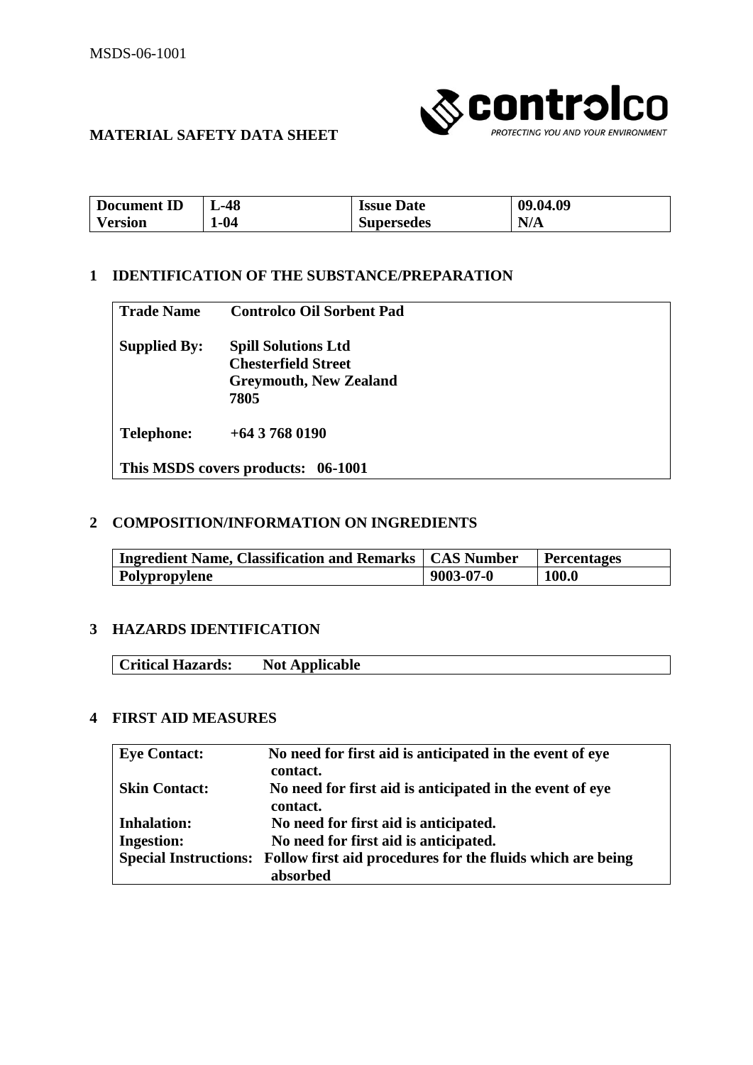MSDS-06-1001

**MATERIAL SAFETY DATA SHEET**

| Document ID | L-48 | Issue Date | 09.04.09 |
|---|---|---|---|
| Version | 1-04 | Supersedes | N/A |

## 1 IDENTIFICATION OF THE SUBSTANCE/PREPARATION

| | |
|---|---|
| **Trade Name** | **Controlco Oil Sorbent Pad** |
| **Supplied By:** | **Spill Solutions Ltd**<br>**Chesterfield Street**<br>**Greymouth, New Zealand**<br>**7805** |
| **Telephone:** | **+64 3 768 0190** |
| **This MSDS covers products: 06-1001** | |

## 2 COMPOSITION/INFORMATION ON INGREDIENTS

| Ingredient Name, Classification and Remarks | CAS Number | Percentages |
|---|---|---|
| **Polypropylene** | **9003-07-0** | **100.0** |

## 3 HAZARDS IDENTIFICATION

| | |
|---|---|
| **Critical Hazards:** | **Not Applicable** |

## 4 FIRST AID MEASURES

| | |
|---|---|
| **Eye Contact:** | **No need for first aid is anticipated in the event of eye contact.** |
| **Skin Contact:** | **No need for first aid is anticipated in the event of eye contact.** |
| **Inhalation:** | **No need for first aid is anticipated.** |
| **Ingestion:** | **No need for first aid is anticipated.** |
| **Special Instructions:** | **Follow first aid procedures for the fluids which are being absorbed** |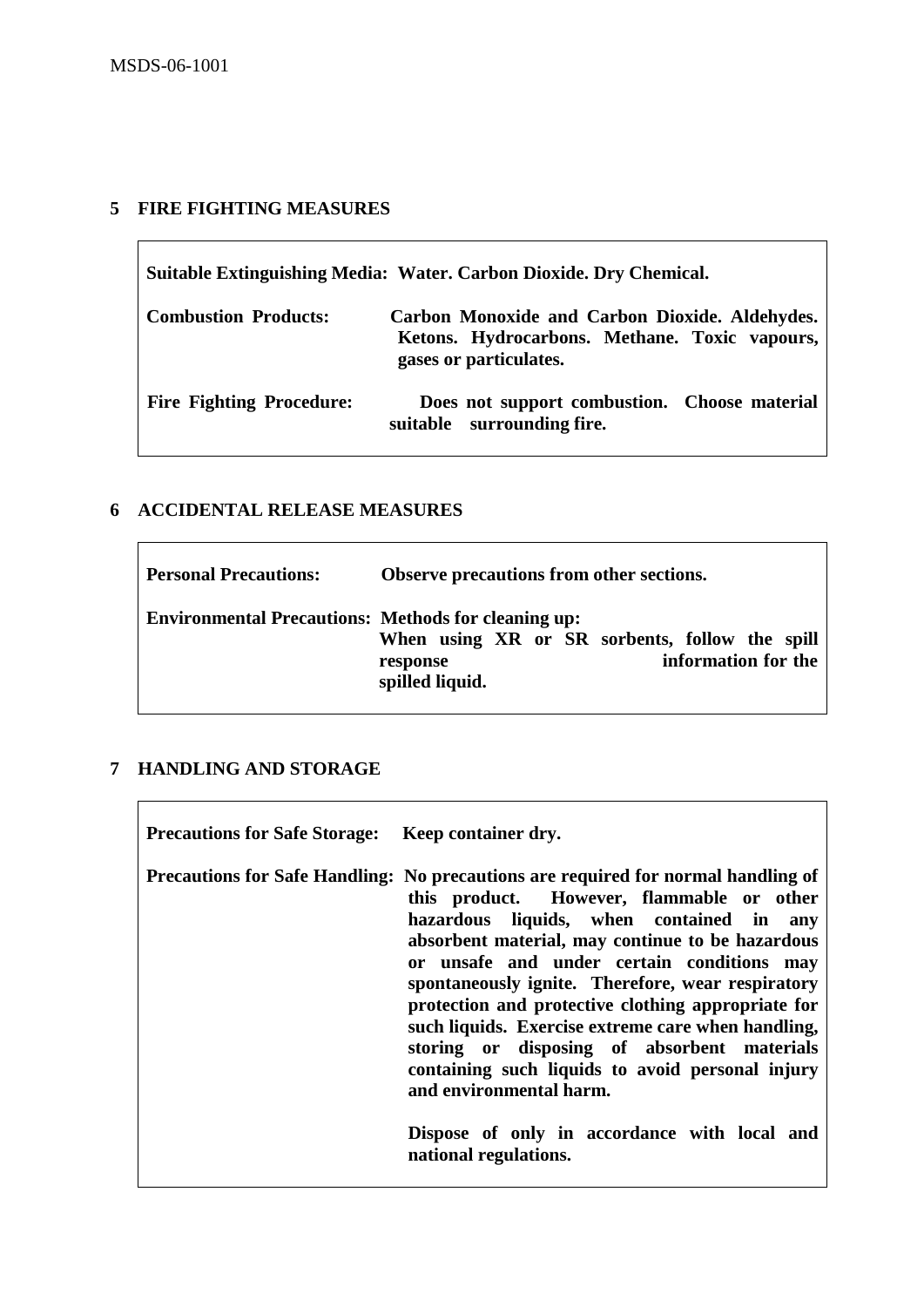## 5 FIRE FIGHTING MEASURES

| | |
|---|---|
| **Suitable Extinguishing Media:** | **Water. Carbon Dioxide. Dry Chemical.** |
| **Combustion Products:** | **Carbon Monoxide and Carbon Dioxide. Aldehydes. Ketons. Hydrocarbons. Methane. Toxic vapours, gases or particulates.** |
| **Fire Fighting Procedure:** | **Does not support combustion. Choose material suitable surrounding fire.** |

## 6 ACCIDENTAL RELEASE MEASURES

| | |
|---|---|
| **Personal Precautions:** | **Observe precautions from other sections.** |
| **Environmental Precautions:** | **Methods for cleaning up:** **When using XR or SR sorbents, follow the spill response information for the spilled liquid.** |

## 7 HANDLING AND STORAGE

| | |
|---|---|
| **Precautions for Safe Storage:** | **Keep container dry.** |
| **Precautions for Safe Handling:** | **No precautions are required for normal handling of this product. However, flammable or other hazardous liquids, when contained in any absorbent material, may continue to be hazardous or unsafe and under certain conditions may spontaneously ignite. Therefore, wear respiratory protection and protective clothing appropriate for such liquids. Exercise extreme care when handling, storing or disposing of absorbent materials containing such liquids to avoid personal injury and environmental harm.** <br><br> **Dispose of only in accordance with local and national regulations.** |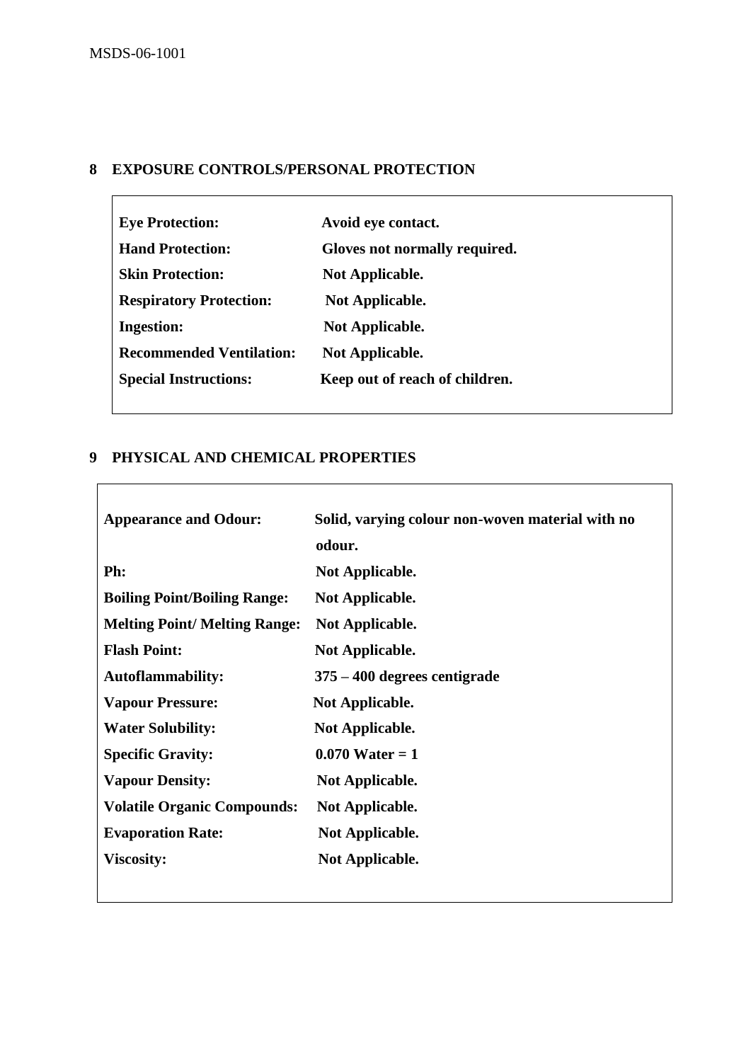## 8 EXPOSURE CONTROLS/PERSONAL PROTECTION

| | |
|---|---|
| **Eye Protection:** | **Avoid eye contact.** |
| **Hand Protection:** | **Gloves not normally required.** |
| **Skin Protection:** | **Not Applicable.** |
| **Respiratory Protection:** | **Not Applicable.** |
| **Ingestion:** | **Not Applicable.** |
| **Recommended Ventilation:** | **Not Applicable.** |
| **Special Instructions:** | **Keep out of reach of children.** |

## 9 PHYSICAL AND CHEMICAL PROPERTIES

| | |
|---|---|
| **Appearance and Odour:** | **Solid, varying colour non-woven material with no odour.** |
| **Ph:** | **Not Applicable.** |
| **Boiling Point/Boiling Range:** | **Not Applicable.** |
| **Melting Point/ Melting Range:** | **Not Applicable.** |
| **Flash Point:** | **Not Applicable.** |
| **Autoflammability:** | **375 – 400 degrees centigrade** |
| **Vapour Pressure:** | **Not Applicable.** |
| **Water Solubility:** | **Not Applicable.** |
| **Specific Gravity:** | **0.070 Water = 1** |
| **Vapour Density:** | **Not Applicable.** |
| **Volatile Organic Compounds:** | **Not Applicable.** |
| **Evaporation Rate:** | **Not Applicable.** |
| **Viscosity:** | **Not Applicable.** |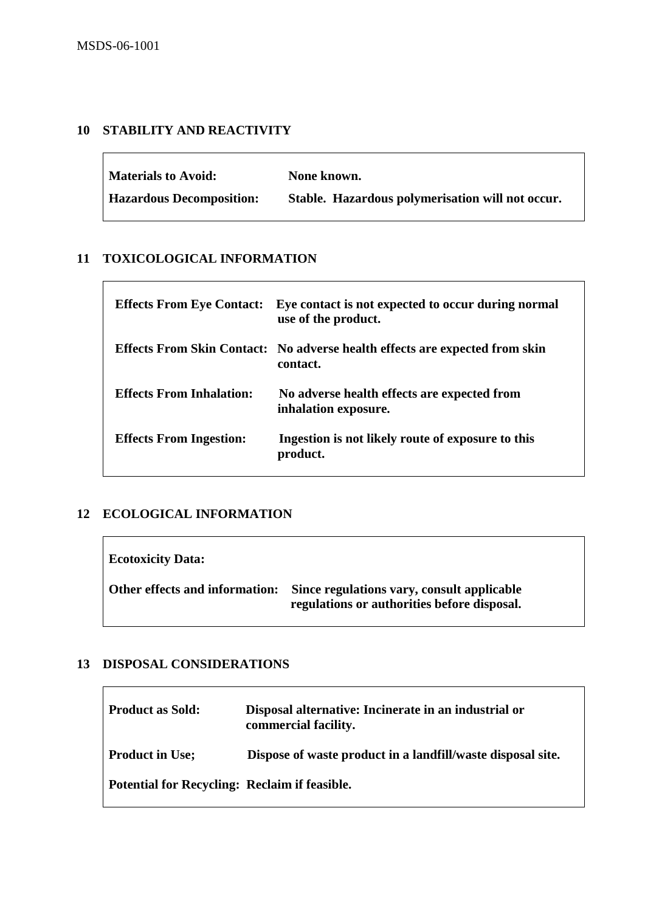## 10 STABILITY AND REACTIVITY

| | |
|---|---|
| **Materials to Avoid:** | **None known.** |
| **Hazardous Decomposition:** | **Stable. Hazardous polymerisation will not occur.** |

## 11 TOXICOLOGICAL INFORMATION

| | |
|---|---|
| **Effects From Eye Contact:** | **Eye contact is not expected to occur during normal use of the product.** |
| **Effects From Skin Contact:** | **No adverse health effects are expected from skin contact.** |
| **Effects From Inhalation:** | **No adverse health effects are expected from inhalation exposure.** |
| **Effects From Ingestion:** | **Ingestion is not likely route of exposure to this product.** |

## 12 ECOLOGICAL INFORMATION

| | |
|---|---|
| **Ecotoxicity Data:** | |
| **Other effects and information:** | **Since regulations vary, consult applicable regulations or authorities before disposal.** |

## 13 DISPOSAL CONSIDERATIONS

| | |
|---|---|
| **Product as Sold:** | **Disposal alternative: Incinerate in an industrial or commercial facility.** |
| **Product in Use;** | **Dispose of waste product in a landfill/waste disposal site.** |
| **Potential for Recycling:** | **Reclaim if feasible.** |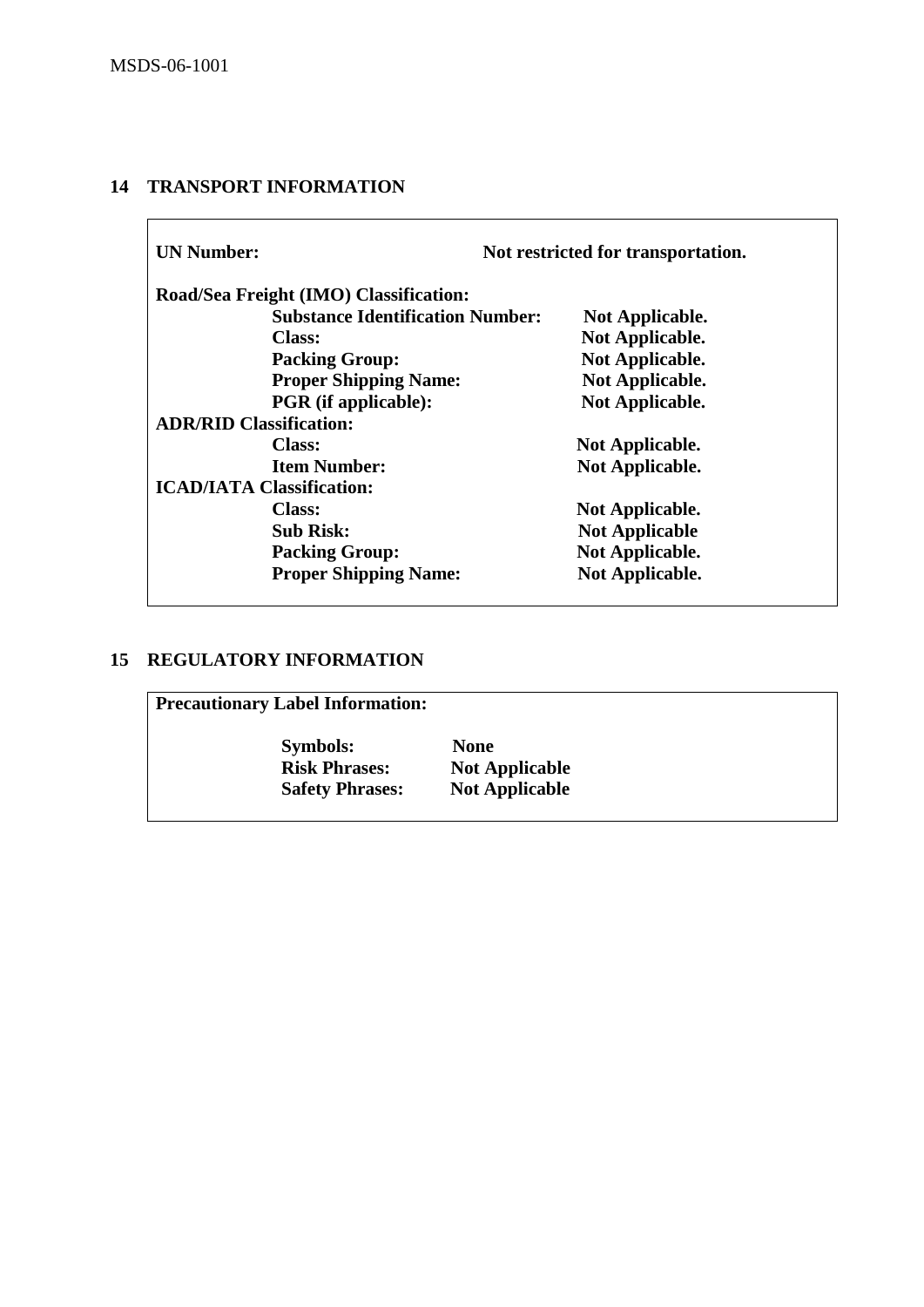## 14 TRANSPORT INFORMATION

| | |
|---|---|
| **UN Number:** | **Not restricted for transportation.** |
| **Road/Sea Freight (IMO) Classification:** | |
| **Substance Identification Number:** | **Not Applicable.** |
| **Class:** | **Not Applicable.** |
| **Packing Group:** | **Not Applicable.** |
| **Proper Shipping Name:** | **Not Applicable.** |
| **PGR (if applicable):** | **Not Applicable.** |
| **ADR/RID Classification:** | |
| **Class:** | **Not Applicable.** |
| **Item Number:** | **Not Applicable.** |
| **ICAD/IATA Classification:** | |
| **Class:** | **Not Applicable.** |
| **Sub Risk:** | **Not Applicable** |
| **Packing Group:** | **Not Applicable.** |
| **Proper Shipping Name:** | **Not Applicable.** |

## 15 REGULATORY INFORMATION

**Precautionary Label Information:**

| | |
|---|---|
| **Symbols:** | **None** |
| **Risk Phrases:** | **Not Applicable** |
| **Safety Phrases:** | **Not Applicable** |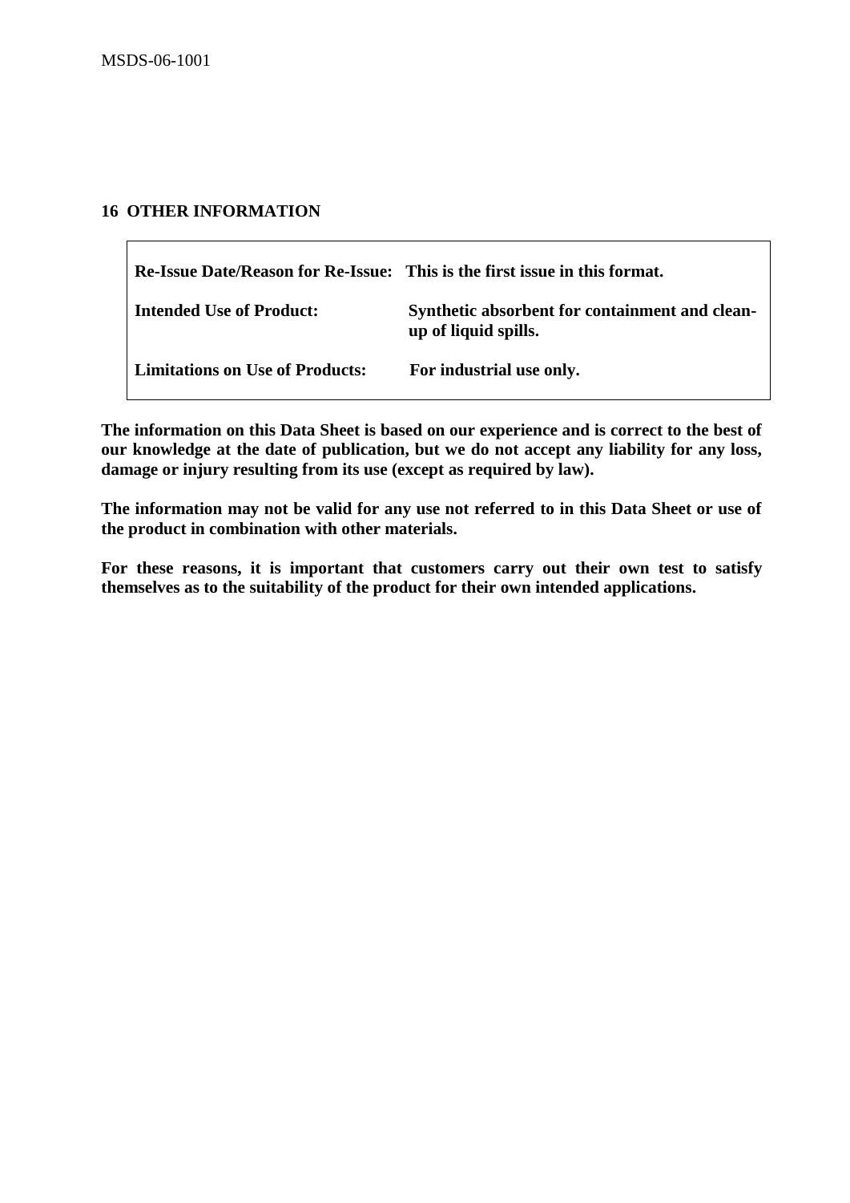## 16 OTHER INFORMATION

| | |
|---|---|
| **Re-Issue Date/Reason for Re-Issue:** | **This is the first issue in this format.** |
| **Intended Use of Product:** | **Synthetic absorbent for containment and clean-up of liquid spills.** |
| **Limitations on Use of Products:** | **For industrial use only.** |

**The information on this Data Sheet is based on our experience and is correct to the best of our knowledge at the date of publication, but we do not accept any liability for any loss, damage or injury resulting from its use (except as required by law).**

**The information may not be valid for any use not referred to in this Data Sheet or use of the product in combination with other materials.**

**For these reasons, it is important that customers carry out their own test to satisfy themselves as to the suitability of the product for their own intended applications.**